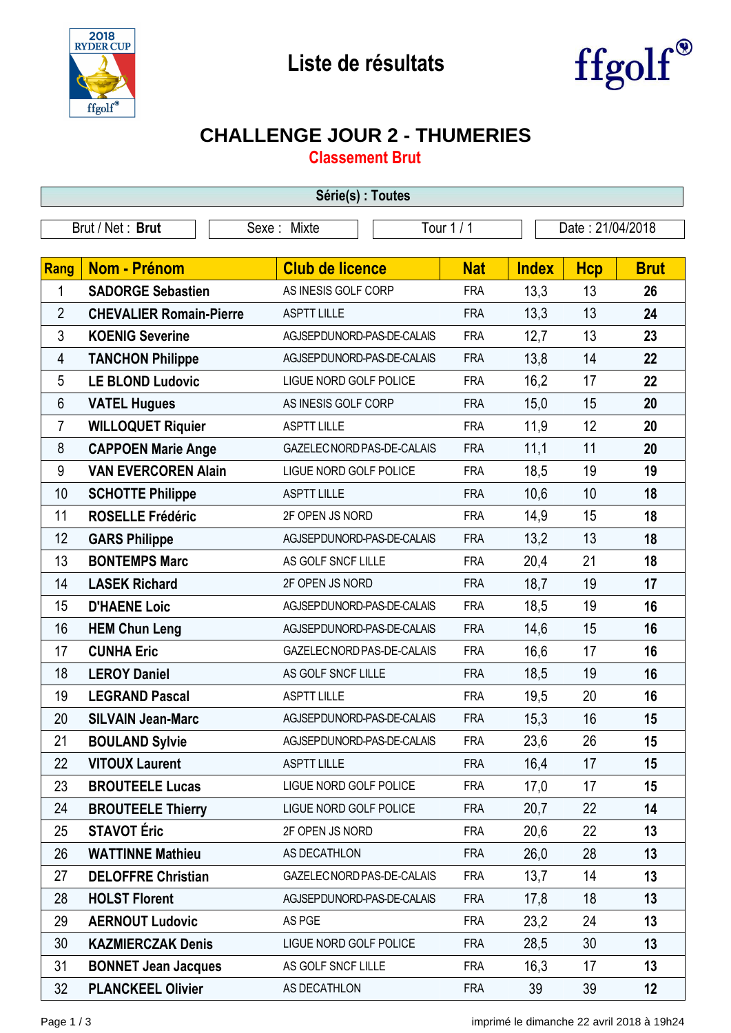# Liste de résultats

ffgolf

## CHALLENGE JOUR 2 - THUMERIES

### Classement Brut

**Série(s) : Toutes**

| Brut / Net : **Brut** | Sexe : Mixte | Tour 1 / 1 | Date : 21/04/2018 |
|---|---|---|---|

| Rang | Nom - Prénom | Club de licence | Nat | Index | Hcp | Brut |
|---|---|---|---|---|---|---|
| 1 | **SADORGE Sebastien** | AS INESIS GOLF CORP | FRA | 13,3 | 13 | **26** |
| 2 | **CHEVALIER Romain-Pierre** | ASPTT LILLE | FRA | 13,3 | 13 | **24** |
| 3 | **KOENIG Severine** | AGJSEPDUNORD-PAS-DE-CALAIS | FRA | 12,7 | 13 | **23** |
| 4 | **TANCHON Philippe** | AGJSEPDUNORD-PAS-DE-CALAIS | FRA | 13,8 | 14 | **22** |
| 5 | **LE BLOND Ludovic** | LIGUE NORD GOLF POLICE | FRA | 16,2 | 17 | **22** |
| 6 | **VATEL Hugues** | AS INESIS GOLF CORP | FRA | 15,0 | 15 | **20** |
| 7 | **WILLOQUET Riquier** | ASPTT LILLE | FRA | 11,9 | 12 | **20** |
| 8 | **CAPPOEN Marie Ange** | GAZELEC NORD PAS-DE-CALAIS | FRA | 11,1 | 11 | **20** |
| 9 | **VAN EVERCOREN Alain** | LIGUE NORD GOLF POLICE | FRA | 18,5 | 19 | **19** |
| 10 | **SCHOTTE Philippe** | ASPTT LILLE | FRA | 10,6 | 10 | **18** |
| 11 | **ROSELLE Frédéric** | 2F OPEN JS NORD | FRA | 14,9 | 15 | **18** |
| 12 | **GARS Philippe** | AGJSEPDUNORD-PAS-DE-CALAIS | FRA | 13,2 | 13 | **18** |
| 13 | **BONTEMPS Marc** | AS GOLF SNCF LILLE | FRA | 20,4 | 21 | **18** |
| 14 | **LASEK Richard** | 2F OPEN JS NORD | FRA | 18,7 | 19 | **17** |
| 15 | **D'HAENE Loic** | AGJSEPDUNORD-PAS-DE-CALAIS | FRA | 18,5 | 19 | **16** |
| 16 | **HEM Chun Leng** | AGJSEPDUNORD-PAS-DE-CALAIS | FRA | 14,6 | 15 | **16** |
| 17 | **CUNHA Eric** | GAZELEC NORD PAS-DE-CALAIS | FRA | 16,6 | 17 | **16** |
| 18 | **LEROY Daniel** | AS GOLF SNCF LILLE | FRA | 18,5 | 19 | **16** |
| 19 | **LEGRAND Pascal** | ASPTT LILLE | FRA | 19,5 | 20 | **16** |
| 20 | **SILVAIN Jean-Marc** | AGJSEPDUNORD-PAS-DE-CALAIS | FRA | 15,3 | 16 | **15** |
| 21 | **BOULAND Sylvie** | AGJSEPDUNORD-PAS-DE-CALAIS | FRA | 23,6 | 26 | **15** |
| 22 | **VITOUX Laurent** | ASPTT LILLE | FRA | 16,4 | 17 | **15** |
| 23 | **BROUTEELE Lucas** | LIGUE NORD GOLF POLICE | FRA | 17,0 | 17 | **15** |
| 24 | **BROUTEELE Thierry** | LIGUE NORD GOLF POLICE | FRA | 20,7 | 22 | **14** |
| 25 | **STAVOT Éric** | 2F OPEN JS NORD | FRA | 20,6 | 22 | **13** |
| 26 | **WATTINNE Mathieu** | AS DECATHLON | FRA | 26,0 | 28 | **13** |
| 27 | **DELOFFRE Christian** | GAZELEC NORD PAS-DE-CALAIS | FRA | 13,7 | 14 | **13** |
| 28 | **HOLST Florent** | AGJSEPDUNORD-PAS-DE-CALAIS | FRA | 17,8 | 18 | **13** |
| 29 | **AERNOUT Ludovic** | AS PGE | FRA | 23,2 | 24 | **13** |
| 30 | **KAZMIERCZAK Denis** | LIGUE NORD GOLF POLICE | FRA | 28,5 | 30 | **13** |
| 31 | **BONNET Jean Jacques** | AS GOLF SNCF LILLE | FRA | 16,3 | 17 | **13** |
| 32 | **PLANCKEEL Olivier** | AS DECATHLON | FRA | 39 | 39 | **12** |

imprimé le dimanche 22 avril 2018 à 19h24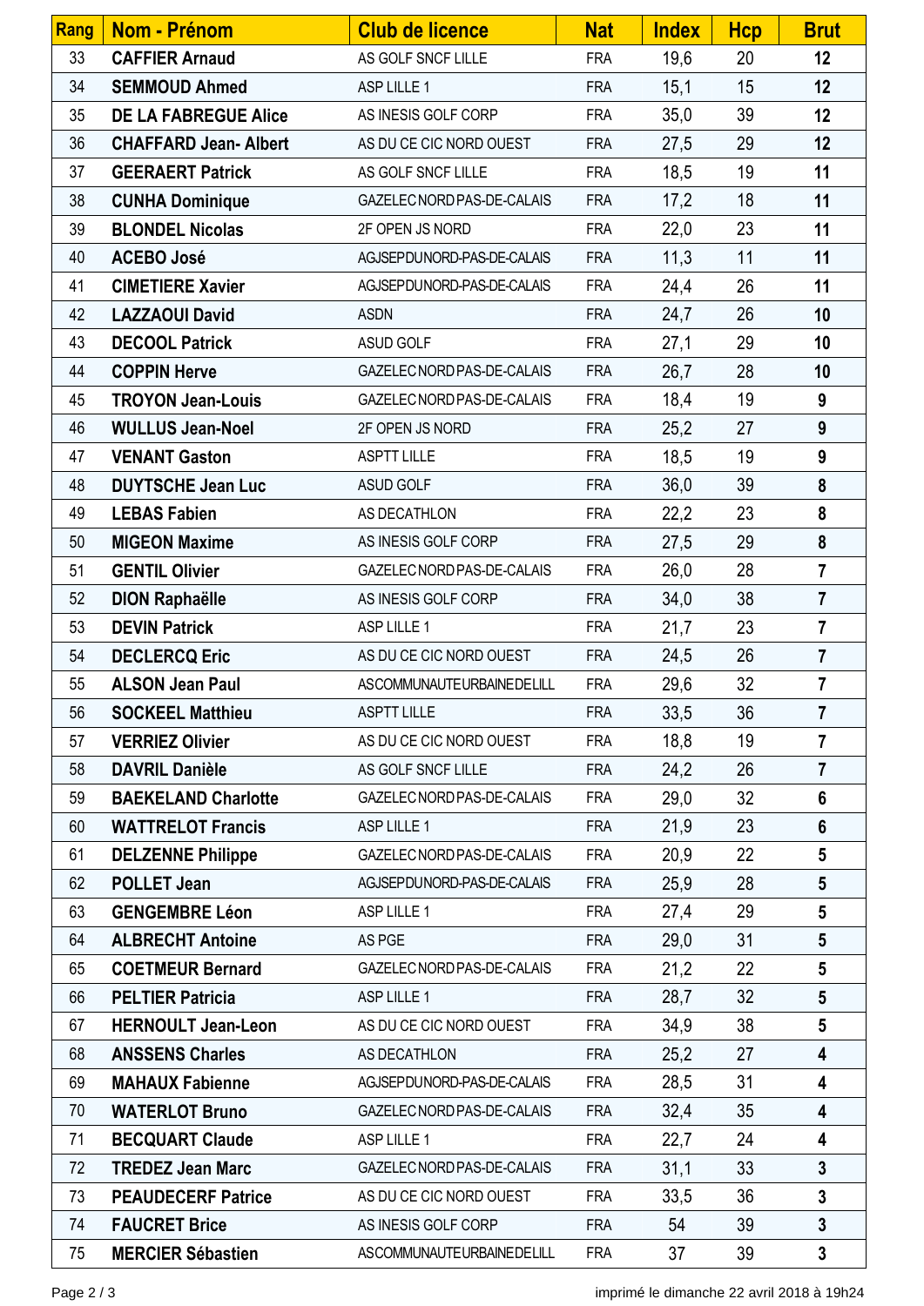| Rang | Nom - Prénom | Club de licence | Nat | Index | Hcp | Brut |
|---|---|---|---|---|---|---|
| 33 | **CAFFIER Arnaud** | AS GOLF SNCF LILLE | FRA | 19,6 | 20 | **12** |
| 34 | **SEMMOUD Ahmed** | ASP LILLE 1 | FRA | 15,1 | 15 | **12** |
| 35 | **DE LA FABREGUE Alice** | AS INESIS GOLF CORP | FRA | 35,0 | 39 | **12** |
| 36 | **CHAFFARD Jean- Albert** | AS DU CE CIC NORD OUEST | FRA | 27,5 | 29 | **12** |
| 37 | **GEERAERT Patrick** | AS GOLF SNCF LILLE | FRA | 18,5 | 19 | **11** |
| 38 | **CUNHA Dominique** | GAZELEC NORD PAS-DE-CALAIS | FRA | 17,2 | 18 | **11** |
| 39 | **BLONDEL Nicolas** | 2F OPEN JS NORD | FRA | 22,0 | 23 | **11** |
| 40 | **ACEBO José** | AGJSEPDUNORD-PAS-DE-CALAIS | FRA | 11,3 | 11 | **11** |
| 41 | **CIMETIERE Xavier** | AGJSEPDUNORD-PAS-DE-CALAIS | FRA | 24,4 | 26 | **11** |
| 42 | **LAZZAOUI David** | ASDN | FRA | 24,7 | 26 | **10** |
| 43 | **DECOOL Patrick** | ASUD GOLF | FRA | 27,1 | 29 | **10** |
| 44 | **COPPIN Herve** | GAZELEC NORD PAS-DE-CALAIS | FRA | 26,7 | 28 | **10** |
| 45 | **TROYON Jean-Louis** | GAZELEC NORD PAS-DE-CALAIS | FRA | 18,4 | 19 | **9** |
| 46 | **WULLUS Jean-Noel** | 2F OPEN JS NORD | FRA | 25,2 | 27 | **9** |
| 47 | **VENANT Gaston** | ASPTT LILLE | FRA | 18,5 | 19 | **9** |
| 48 | **DUYTSCHE Jean Luc** | ASUD GOLF | FRA | 36,0 | 39 | **8** |
| 49 | **LEBAS Fabien** | AS DECATHLON | FRA | 22,2 | 23 | **8** |
| 50 | **MIGEON Maxime** | AS INESIS GOLF CORP | FRA | 27,5 | 29 | **8** |
| 51 | **GENTIL Olivier** | GAZELEC NORD PAS-DE-CALAIS | FRA | 26,0 | 28 | **7** |
| 52 | **DION Raphaëlle** | AS INESIS GOLF CORP | FRA | 34,0 | 38 | **7** |
| 53 | **DEVIN Patrick** | ASP LILLE 1 | FRA | 21,7 | 23 | **7** |
| 54 | **DECLERCQ Eric** | AS DU CE CIC NORD OUEST | FRA | 24,5 | 26 | **7** |
| 55 | **ALSON Jean Paul** | ASCOMMUNAUTEURBAINEDELILL | FRA | 29,6 | 32 | **7** |
| 56 | **SOCKEEL Matthieu** | ASPTT LILLE | FRA | 33,5 | 36 | **7** |
| 57 | **VERRIEZ Olivier** | AS DU CE CIC NORD OUEST | FRA | 18,8 | 19 | **7** |
| 58 | **DAVRIL Danièle** | AS GOLF SNCF LILLE | FRA | 24,2 | 26 | **7** |
| 59 | **BAEKELAND Charlotte** | GAZELEC NORD PAS-DE-CALAIS | FRA | 29,0 | 32 | **6** |
| 60 | **WATTRELOT Francis** | ASP LILLE 1 | FRA | 21,9 | 23 | **6** |
| 61 | **DELZENNE Philippe** | GAZELEC NORD PAS-DE-CALAIS | FRA | 20,9 | 22 | **5** |
| 62 | **POLLET Jean** | AGJSEPDUNORD-PAS-DE-CALAIS | FRA | 25,9 | 28 | **5** |
| 63 | **GENGEMBRE Léon** | ASP LILLE 1 | FRA | 27,4 | 29 | **5** |
| 64 | **ALBRECHT Antoine** | AS PGE | FRA | 29,0 | 31 | **5** |
| 65 | **COETMEUR Bernard** | GAZELEC NORD PAS-DE-CALAIS | FRA | 21,2 | 22 | **5** |
| 66 | **PELTIER Patricia** | ASP LILLE 1 | FRA | 28,7 | 32 | **5** |
| 67 | **HERNOULT Jean-Leon** | AS DU CE CIC NORD OUEST | FRA | 34,9 | 38 | **5** |
| 68 | **ANSSENS Charles** | AS DECATHLON | FRA | 25,2 | 27 | **4** |
| 69 | **MAHAUX Fabienne** | AGJSEPDUNORD-PAS-DE-CALAIS | FRA | 28,5 | 31 | **4** |
| 70 | **WATERLOT Bruno** | GAZELEC NORD PAS-DE-CALAIS | FRA | 32,4 | 35 | **4** |
| 71 | **BECQUART Claude** | ASP LILLE 1 | FRA | 22,7 | 24 | **4** |
| 72 | **TREDEZ Jean Marc** | GAZELEC NORD PAS-DE-CALAIS | FRA | 31,1 | 33 | **3** |
| 73 | **PEAUDECERF Patrice** | AS DU CE CIC NORD OUEST | FRA | 33,5 | 36 | **3** |
| 74 | **FAUCRET Brice** | AS INESIS GOLF CORP | FRA | 54 | 39 | **3** |
| 75 | **MERCIER Sébastien** | ASCOMMUNAUTEURBAINEDELILL | FRA | 37 | 39 | **3** |

imprimé le dimanche 22 avril 2018 à 19h24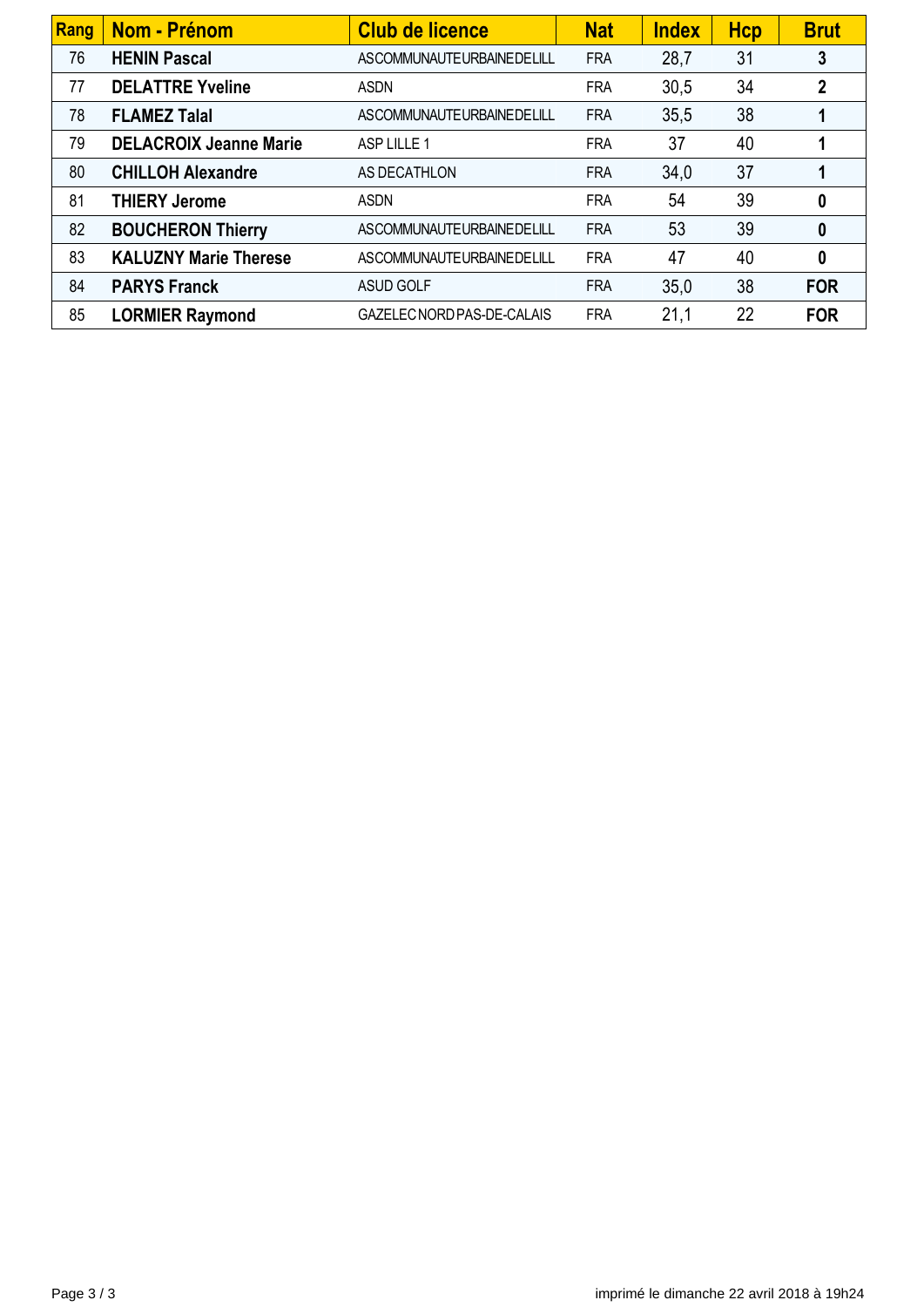| Rang | Nom - Prénom | Club de licence | Nat | Index | Hcp | Brut |
|---|---|---|---|---|---|---|
| 76 | **HENIN Pascal** | ASCOMMUNAUTEURBAINEDELILL | FRA | 28,7 | 31 | **3** |
| 77 | **DELATTRE Yveline** | ASDN | FRA | 30,5 | 34 | **2** |
| 78 | **FLAMEZ Talal** | ASCOMMUNAUTEURBAINEDELILL | FRA | 35,5 | 38 | **1** |
| 79 | **DELACROIX Jeanne Marie** | ASP LILLE 1 | FRA | 37 | 40 | **1** |
| 80 | **CHILLOH Alexandre** | AS DECATHLON | FRA | 34,0 | 37 | **1** |
| 81 | **THIERY Jerome** | ASDN | FRA | 54 | 39 | **0** |
| 82 | **BOUCHERON Thierry** | ASCOMMUNAUTEURBAINEDELILL | FRA | 53 | 39 | **0** |
| 83 | **KALUZNY Marie Therese** | ASCOMMUNAUTEURBAINEDELILL | FRA | 47 | 40 | **0** |
| 84 | **PARYS Franck** | ASUD GOLF | FRA | 35,0 | 38 | **FOR** |
| 85 | **LORMIER Raymond** | GAZELEC NORD PAS-DE-CALAIS | FRA | 21,1 | 22 | **FOR** |

imprimé le dimanche 22 avril 2018 à 19h24